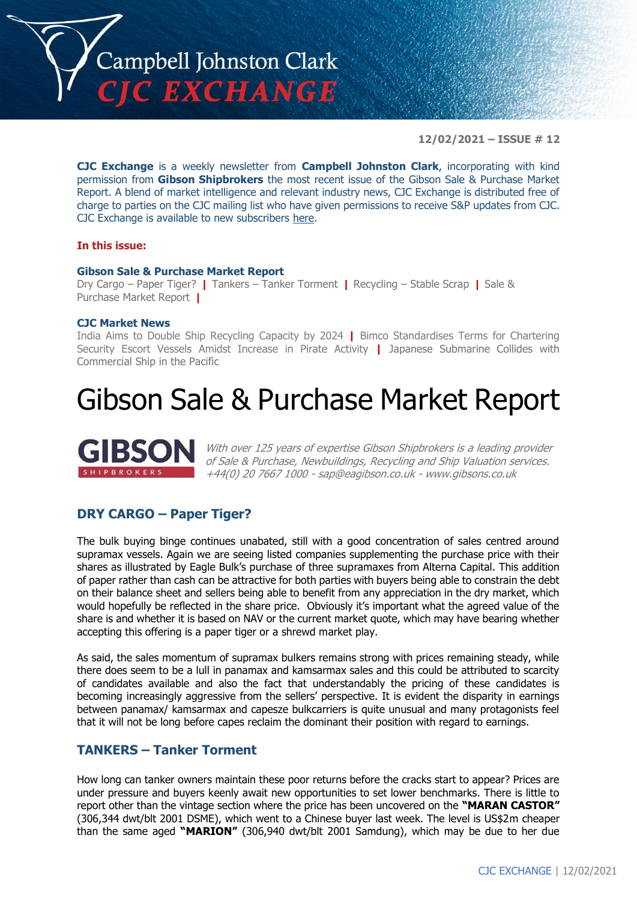# Campbell Johnston Clark CJC EXCHANGE

**12/02/2021 – ISSUE # 12**

**CJC Exchange** is a weekly newsletter from **Campbell Johnston Clark**, incorporating with kind permission from **Gibson Shipbrokers** the most recent issue of the Gibson Sale & Purchase Market Report. A blend of market intelligence and relevant industry news, CJC Exchange is distributed free of charge to parties on the CJC mailing list who have given permissions to receive S&P updates from CJC. CJC Exchange is available to new subscribers here.

**In this issue:**

**Gibson Sale & Purchase Market Report**
Dry Cargo – Paper Tiger? | Tankers – Tanker Torment | Recycling – Stable Scrap | Sale & Purchase Market Report |

**CJC Market News**
India Aims to Double Ship Recycling Capacity by 2024 | Bimco Standardises Terms for Chartering Security Escort Vessels Amidst Increase in Pirate Activity | Japanese Submarine Collides with Commercial Ship in the Pacific

# Gibson Sale & Purchase Market Report

GIBSON SHIPBROKERS *With over 125 years of expertise Gibson Shipbrokers is a leading provider of Sale & Purchase, Newbuildings, Recycling and Ship Valuation services. +44(0) 20 7667 1000 - sap@eagibson.co.uk - www.gibsons.co.uk*

## DRY CARGO – Paper Tiger?

The bulk buying binge continues unabated, still with a good concentration of sales centred around supramax vessels. Again we are seeing listed companies supplementing the purchase price with their shares as illustrated by Eagle Bulk's purchase of three supramaxes from Alterna Capital. This addition of paper rather than cash can be attractive for both parties with buyers being able to constrain the debt on their balance sheet and sellers being able to benefit from any appreciation in the dry market, which would hopefully be reflected in the share price. Obviously it's important what the agreed value of the share is and whether it is based on NAV or the current market quote, which may have bearing whether accepting this offering is a paper tiger or a shrewd market play.

As said, the sales momentum of supramax bulkers remains strong with prices remaining steady, while there does seem to be a lull in panamax and kamsarmax sales and this could be attributed to scarcity of candidates available and also the fact that understandably the pricing of these candidates is becoming increasingly aggressive from the sellers' perspective. It is evident the disparity in earnings between panamax/ kamsarmax and capesze bulkcarriers is quite unusual and many protagonists feel that it will not be long before capes reclaim the dominant their position with regard to earnings.

## TANKERS – Tanker Torment

How long can tanker owners maintain these poor returns before the cracks start to appear? Prices are under pressure and buyers keenly await new opportunities to set lower benchmarks. There is little to report other than the vintage section where the price has been uncovered on the **"MARAN CASTOR"** (306,344 dwt/blt 2001 DSME), which went to a Chinese buyer last week. The level is US$2m cheaper than the same aged **"MARION"** (306,940 dwt/blt 2001 Samdung), which may be due to her due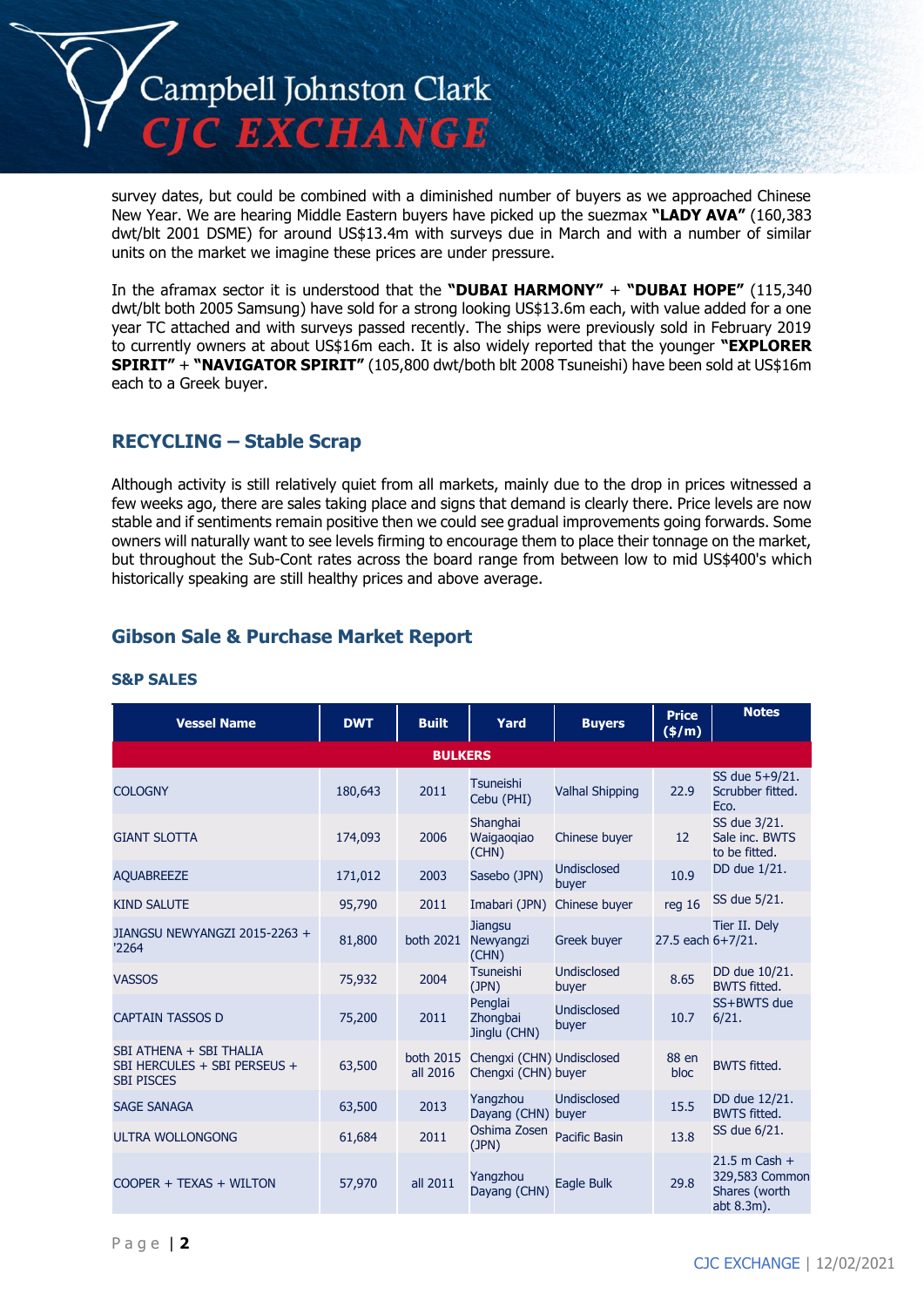survey dates, but could be combined with a diminished number of buyers as we approached Chinese New Year. We are hearing Middle Eastern buyers have picked up the suezmax **"LADY AVA"** (160,383 dwt/blt 2001 DSME) for around US$13.4m with surveys due in March and with a number of similar units on the market we imagine these prices are under pressure.

In the aframax sector it is understood that the **"DUBAI HARMONY"** + **"DUBAI HOPE"** (115,340 dwt/blt both 2005 Samsung) have sold for a strong looking US$13.6m each, with value added for a one year TC attached and with surveys passed recently. The ships were previously sold in February 2019 to currently owners at about US$16m each. It is also widely reported that the younger **"EXPLORER SPIRIT"** + **"NAVIGATOR SPIRIT"** (105,800 dwt/both blt 2008 Tsuneishi) have been sold at US$16m each to a Greek buyer.

## RECYCLING – Stable Scrap

Although activity is still relatively quiet from all markets, mainly due to the drop in prices witnessed a few weeks ago, there are sales taking place and signs that demand is clearly there. Price levels are now stable and if sentiments remain positive then we could see gradual improvements going forwards. Some owners will naturally want to see levels firming to encourage them to place their tonnage on the market, but throughout the Sub-Cont rates across the board range from between low to mid US$400's which historically speaking are still healthy prices and above average.

## Gibson Sale & Purchase Market Report

### S&P SALES

| Vessel Name | DWT | Built | Yard | Buyers | Price ($/m) | Notes |
|---|---|---|---|---|---|---|
| **BULKERS** | | | | | | |
| COLOGNY | 180,643 | 2011 | Tsuneishi Cebu (PHI) | Valhal Shipping | 22.9 | SS due 5+9/21. Scrubber fitted. Eco. |
| GIANT SLOTTA | 174,093 | 2006 | Shanghai Waigaoqiao (CHN) | Chinese buyer | 12 | SS due 3/21. Sale inc. BWTS to be fitted. |
| AQUABREEZE | 171,012 | 2003 | Sasebo (JPN) | Undisclosed buyer | 10.9 | DD due 1/21. |
| KIND SALUTE | 95,790 | 2011 | Imabari (JPN) | Chinese buyer | reg 16 | SS due 5/21. |
| JIANGSU NEWYANGZI 2015-2263 + '2264 | 81,800 | both 2021 | Jiangsu Newyangzi (CHN) | Greek buyer | 27.5 each | Tier II. Dely 6+7/21. |
| VASSOS | 75,932 | 2004 | Tsuneishi (JPN) | Undisclosed buyer | 8.65 | DD due 10/21. BWTS fitted. |
| CAPTAIN TASSOS D | 75,200 | 2011 | Penglai Zhongbai Jinglu (CHN) | Undisclosed buyer | 10.7 | SS+BWTS due 6/21. |
| SBI ATHENA + SBI THALIA SBI HERCULES + SBI PERSEUS + SBI PISCES | 63,500 | both 2015 all 2016 | Chengxi (CHN) Chengxi (CHN) | Undisclosed buyer | 88 en bloc | BWTS fitted. |
| SAGE SANAGA | 63,500 | 2013 | Yangzhou Dayang (CHN) | Undisclosed buyer | 15.5 | DD due 12/21. BWTS fitted. |
| ULTRA WOLLONGONG | 61,684 | 2011 | Oshima Zosen (JPN) | Pacific Basin | 13.8 | SS due 6/21. |
| COOPER + TEXAS + WILTON | 57,970 | all 2011 | Yangzhou Dayang (CHN) | Eagle Bulk | 29.8 | 21.5 m Cash + 329,583 Common Shares (worth abt 8.3m). |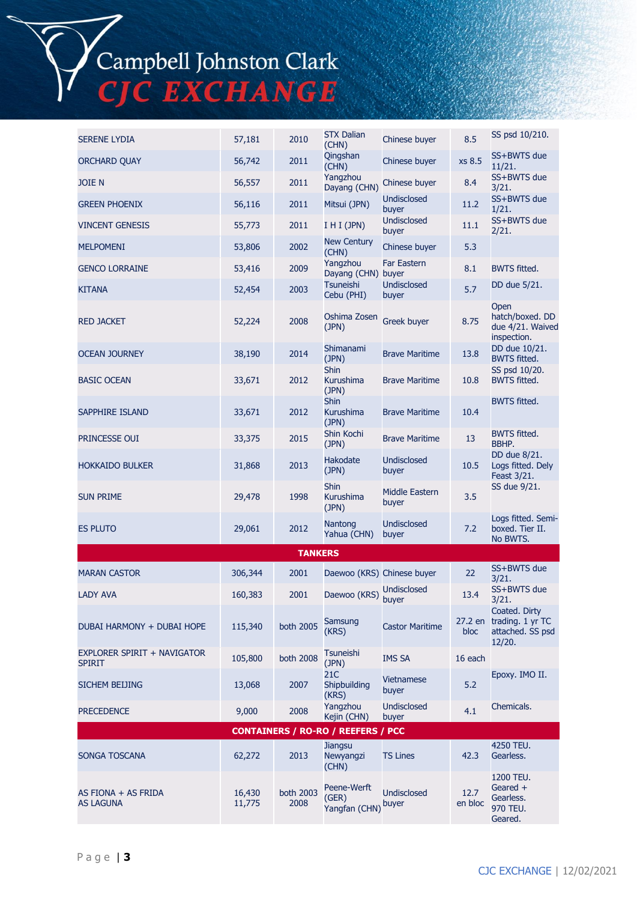| | | | | | | |
|---|---|---|---|---|---|---|
| SERENE LYDIA | 57,181 | 2010 | STX Dalian (CHN) | Chinese buyer | 8.5 | SS psd 10/210. |
| ORCHARD QUAY | 56,742 | 2011 | Qingshan (CHN) | Chinese buyer | xs 8.5 | SS+BWTS due 11/21. |
| JOIE N | 56,557 | 2011 | Yangzhou Dayang (CHN) | Chinese buyer | 8.4 | SS+BWTS due 3/21. |
| GREEN PHOENIX | 56,116 | 2011 | Mitsui (JPN) | Undisclosed buyer | 11.2 | SS+BWTS due 1/21. |
| VINCENT GENESIS | 55,773 | 2011 | I H I (JPN) | Undisclosed buyer | 11.1 | SS+BWTS due 2/21. |
| MELPOMENI | 53,806 | 2002 | New Century (CHN) | Chinese buyer | 5.3 | |
| GENCO LORRAINE | 53,416 | 2009 | Yangzhou Dayang (CHN) | Far Eastern buyer | 8.1 | BWTS fitted. |
| KITANA | 52,454 | 2003 | Tsuneishi Cebu (PHI) | Undisclosed buyer | 5.7 | DD due 5/21. |
| RED JACKET | 52,224 | 2008 | Oshima Zosen (JPN) | Greek buyer | 8.75 | Open hatch/boxed. DD due 4/21. Waived inspection. |
| OCEAN JOURNEY | 38,190 | 2014 | Shimanami (JPN) | Brave Maritime | 13.8 | DD due 10/21. BWTS fitted. |
| BASIC OCEAN | 33,671 | 2012 | Shin Kurushima (JPN) | Brave Maritime | 10.8 | SS psd 10/20. BWTS fitted. |
| SAPPHIRE ISLAND | 33,671 | 2012 | Shin Kurushima (JPN) | Brave Maritime | 10.4 | BWTS fitted. |
| PRINCESSE OUI | 33,375 | 2015 | Shin Kochi (JPN) | Brave Maritime | 13 | BWTS fitted. BBHP. |
| HOKKAIDO BULKER | 31,868 | 2013 | Hakodate (JPN) | Undisclosed buyer | 10.5 | DD due 8/21. Logs fitted. Dely Feast 3/21. |
| SUN PRIME | 29,478 | 1998 | Shin Kurushima (JPN) | Middle Eastern buyer | 3.5 | SS due 9/21. |
| ES PLUTO | 29,061 | 2012 | Nantong Yahua (CHN) | Undisclosed buyer | 7.2 | Logs fitted. Semi-boxed. Tier II. No BWTS. |
| **TANKERS** | | | | | | |
| MARAN CASTOR | 306,344 | 2001 | Daewoo (KRS) | Chinese buyer | 22 | SS+BWTS due 3/21. |
| LADY AVA | 160,383 | 2001 | Daewoo (KRS) | Undisclosed buyer | 13.4 | SS+BWTS due 3/21. |
| DUBAI HARMONY + DUBAI HOPE | 115,340 | both 2005 | Samsung (KRS) | Castor Maritime | 27.2 en bloc | Coated. Dirty trading. 1 yr TC attached. SS psd 12/20. |
| EXPLORER SPIRIT + NAVIGATOR SPIRIT | 105,800 | both 2008 | Tsuneishi (JPN) | IMS SA | 16 each | |
| SICHEM BEIJING | 13,068 | 2007 | 21C Shipbuilding (KRS) | Vietnamese buyer | 5.2 | Epoxy. IMO II. |
| PRECEDENCE | 9,000 | 2008 | Yangzhou Kejin (CHN) | Undisclosed buyer | 4.1 | Chemicals. |
| **CONTAINERS / RO-RO / REEFERS / PCC** | | | | | | |
| SONGA TOSCANA | 62,272 | 2013 | Jiangsu Newyangzi (CHN) | TS Lines | 42.3 | 4250 TEU. Gearless. |
| AS FIONA + AS FRIDA<br>AS LAGUNA | 16,430<br>11,775 | both 2003<br>2008 | Peene-Werft (GER)<br>Yangfan (CHN) | Undisclosed buyer | 12.7 en bloc | 1200 TEU. Geared + Gearless. 970 TEU. Geared. |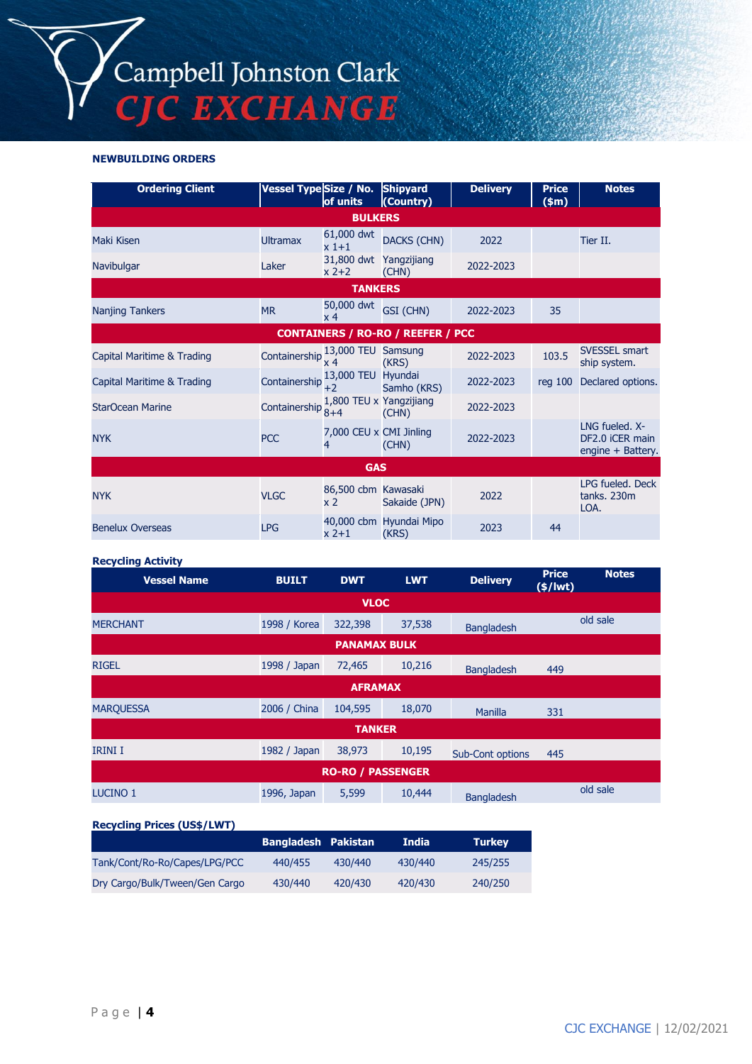## NEWBUILDING ORDERS

| Ordering Client | Vessel Type | Size / No. of units | Shipyard (Country) | Delivery | Price ($m) | Notes |
|---|---|---|---|---|---|---|
| **BULKERS** | | | | | | |
| Maki Kisen | Ultramax | 61,000 dwt x 1+1 | DACKS (CHN) | 2022 | | Tier II. |
| Navibulgar | Laker | 31,800 dwt x 2+2 | Yangzijiang (CHN) | 2022-2023 | | |
| **TANKERS** | | | | | | |
| Nanjing Tankers | MR | 50,000 dwt x 4 | GSI (CHN) | 2022-2023 | 35 | |
| **CONTAINERS / RO-RO / REEFER / PCC** | | | | | | |
| Capital Maritime & Trading | Containership | 13,000 TEU x 4 | Samsung (KRS) | 2022-2023 | 103.5 | SVESSEL smart ship system. |
| Capital Maritime & Trading | Containership | 13,000 TEU +2 | Hyundai Samho (KRS) | 2022-2023 | reg 100 | Declared options. |
| StarOcean Marine | Containership | 1,800 TEU x 8+4 | Yangzijiang (CHN) | 2022-2023 | | |
| NYK | PCC | 7,000 CEU x 4 | CMI Jinling (CHN) | 2022-2023 | | LNG fueled. X-DF2.0 iCER main engine + Battery. |
| **GAS** | | | | | | |
| NYK | VLGC | 86,500 cbm x 2 | Kawasaki Sakaide (JPN) | 2022 | | LPG fueled. Deck tanks. 230m LOA. |
| Benelux Overseas | LPG | 40,000 cbm x 2+1 | Hyundai Mipo (KRS) | 2023 | 44 | |

## Recycling Activity

| Vessel Name | BUILT | DWT | LWT | Delivery | Price ($/lwt) | Notes |
|---|---|---|---|---|---|---|
| **VLOC** | | | | | | |
| MERCHANT | 1998 / Korea | 322,398 | 37,538 | Bangladesh | | old sale |
| **PANAMAX BULK** | | | | | | |
| RIGEL | 1998 / Japan | 72,465 | 10,216 | Bangladesh | 449 | |
| **AFRAMAX** | | | | | | |
| MARQUESSA | 2006 / China | 104,595 | 18,070 | Manilla | 331 | |
| **TANKER** | | | | | | |
| IRINI I | 1982 / Japan | 38,973 | 10,195 | Sub-Cont options | 445 | |
| **RO-RO / PASSENGER** | | | | | | |
| LUCINO 1 | 1996, Japan | 5,599 | 10,444 | Bangladesh | | old sale |

## Recycling Prices (US$/LWT)

| | Bangladesh | Pakistan | India | Turkey |
|---|---|---|---|---|
| Tank/Cont/Ro-Ro/Capes/LPG/PCC | 440/455 | 430/440 | 430/440 | 245/255 |
| Dry Cargo/Bulk/Tween/Gen Cargo | 430/440 | 420/430 | 420/430 | 240/250 |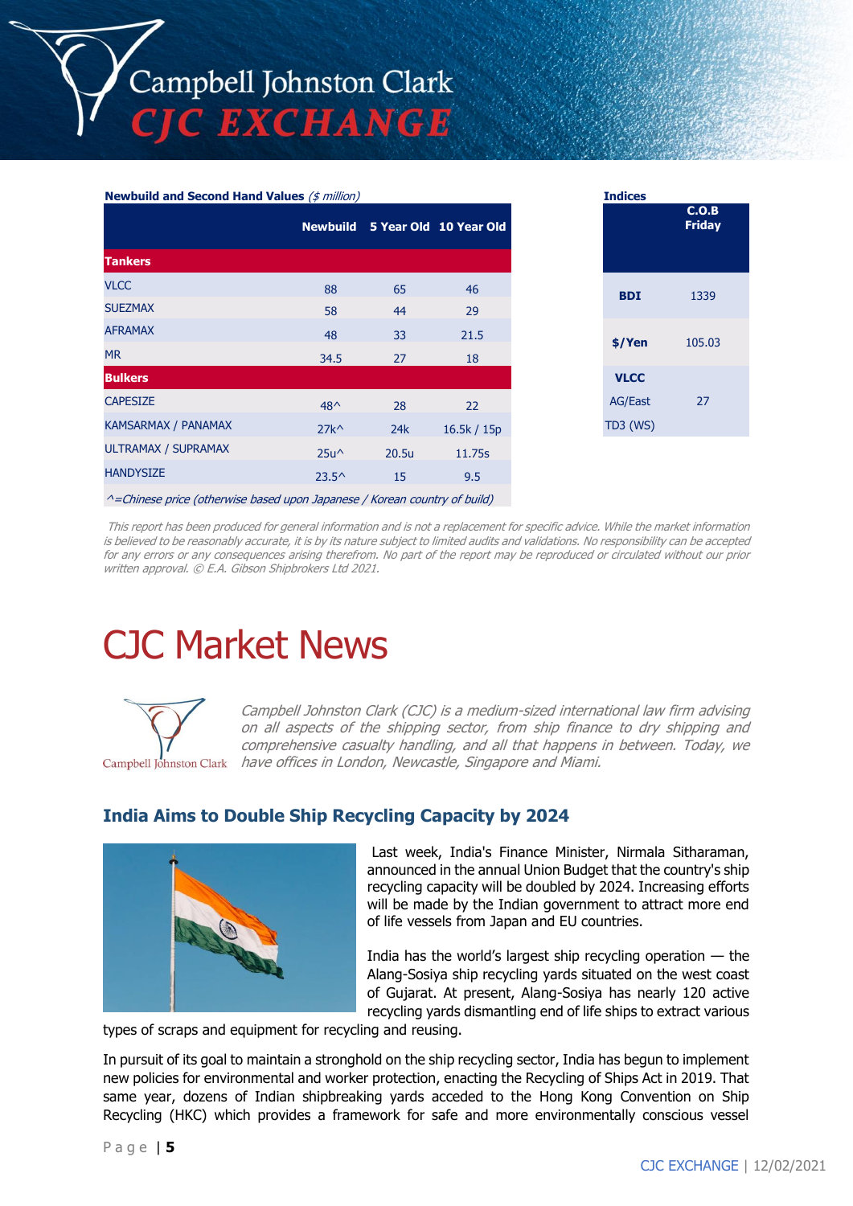**Newbuild and Second Hand Values** *($ million)*

| | Newbuild | 5 Year Old | 10 Year Old |
|---|---|---|---|
| **Tankers** | | | |
| VLCC | 88 | 65 | 46 |
| SUEZMAX | 58 | 44 | 29 |
| AFRAMAX | 48 | 33 | 21.5 |
| MR | 34.5 | 27 | 18 |
| **Bulkers** | | | |
| CAPESIZE | 48^ | 28 | 22 |
| KAMSARMAX / PANAMAX | 27k^ | 24k | 16.5k / 15p |
| ULTRAMAX / SUPRAMAX | 25u^ | 20.5u | 11.75s |
| HANDYSIZE | 23.5^ | 15 | 9.5 |

*^=Chinese price (otherwise based upon Japanese / Korean country of build)*

**Indices**

| | C.O.B Friday |
|---|---|
| **BDI** | 1339 |
| **$/Yen** | 105.03 |
| **VLCC** AG/East TD3 (WS) | 27 |

*This report has been produced for general information and is not a replacement for specific advice. While the market information is believed to be reasonably accurate, it is by its nature subject to limited audits and validations. No responsibility can be accepted for any errors or any consequences arising therefrom. No part of the report may be reproduced or circulated without our prior written approval. © E.A. Gibson Shipbrokers Ltd 2021.*

# CJC Market News

*Campbell Johnston Clark (CJC) is a medium-sized international law firm advising on all aspects of the shipping sector, from ship finance to dry shipping and comprehensive casualty handling, and all that happens in between. Today, we have offices in London, Newcastle, Singapore and Miami.*

## India Aims to Double Ship Recycling Capacity by 2024

Last week, India's Finance Minister, Nirmala Sitharaman, announced in the annual Union Budget that the country's ship recycling capacity will be doubled by 2024. Increasing efforts will be made by the Indian government to attract more end of life vessels from Japan and EU countries.

India has the world's largest ship recycling operation — the Alang-Sosiya ship recycling yards situated on the west coast of Gujarat. At present, Alang-Sosiya has nearly 120 active recycling yards dismantling end of life ships to extract various types of scraps and equipment for recycling and reusing.

In pursuit of its goal to maintain a stronghold on the ship recycling sector, India has begun to implement new policies for environmental and worker protection, enacting the Recycling of Ships Act in 2019. That same year, dozens of Indian shipbreaking yards acceded to the Hong Kong Convention on Ship Recycling (HKC) which provides a framework for safe and more environmentally conscious vessel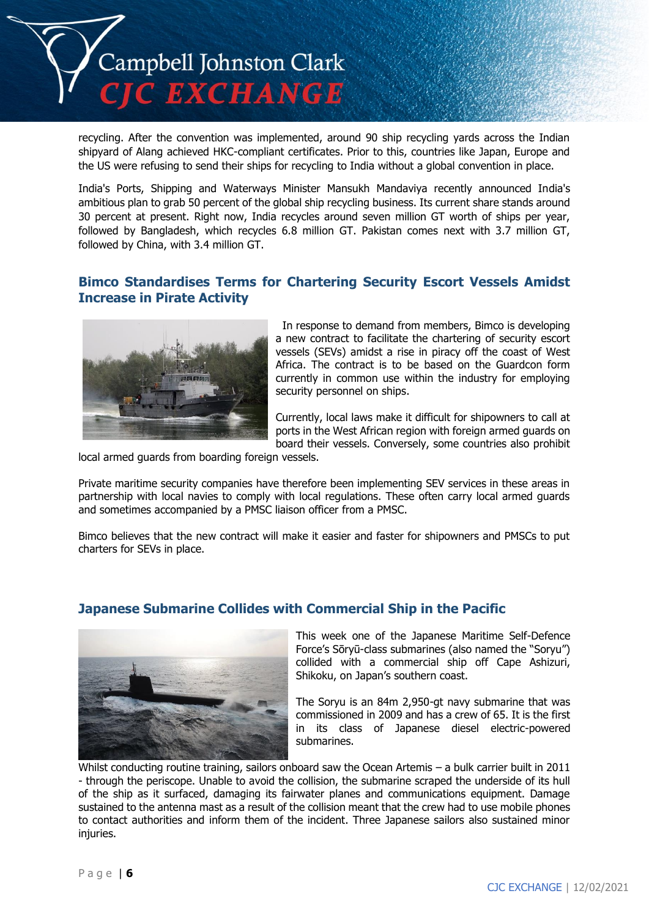recycling. After the convention was implemented, around 90 ship recycling yards across the Indian shipyard of Alang achieved HKC-compliant certificates. Prior to this, countries like Japan, Europe and the US were refusing to send their ships for recycling to India without a global convention in place.

India's Ports, Shipping and Waterways Minister Mansukh Mandaviya recently announced India's ambitious plan to grab 50 percent of the global ship recycling business. Its current share stands around 30 percent at present. Right now, India recycles around seven million GT worth of ships per year, followed by Bangladesh, which recycles 6.8 million GT. Pakistan comes next with 3.7 million GT, followed by China, with 3.4 million GT.

## Bimco Standardises Terms for Chartering Security Escort Vessels Amidst Increase in Pirate Activity

In response to demand from members, Bimco is developing a new contract to facilitate the chartering of security escort vessels (SEVs) amidst a rise in piracy off the coast of West Africa. The contract is to be based on the Guardcon form currently in common use within the industry for employing security personnel on ships.

Currently, local laws make it difficult for shipowners to call at ports in the West African region with foreign armed guards on board their vessels. Conversely, some countries also prohibit local armed guards from boarding foreign vessels.

Private maritime security companies have therefore been implementing SEV services in these areas in partnership with local navies to comply with local regulations. These often carry local armed guards and sometimes accompanied by a PMSC liaison officer from a PMSC.

Bimco believes that the new contract will make it easier and faster for shipowners and PMSCs to put charters for SEVs in place.

## Japanese Submarine Collides with Commercial Ship in the Pacific

This week one of the Japanese Maritime Self-Defence Force's Sōryū-class submarines (also named the "Soryu") collided with a commercial ship off Cape Ashizuri, Shikoku, on Japan's southern coast.

The Soryu is an 84m 2,950-gt navy submarine that was commissioned in 2009 and has a crew of 65. It is the first in its class of Japanese diesel electric-powered submarines.

Whilst conducting routine training, sailors onboard saw the Ocean Artemis – a bulk carrier built in 2011 - through the periscope. Unable to avoid the collision, the submarine scraped the underside of its hull of the ship as it surfaced, damaging its fairwater planes and communications equipment. Damage sustained to the antenna mast as a result of the collision meant that the crew had to use mobile phones to contact authorities and inform them of the incident. Three Japanese sailors also sustained minor injuries.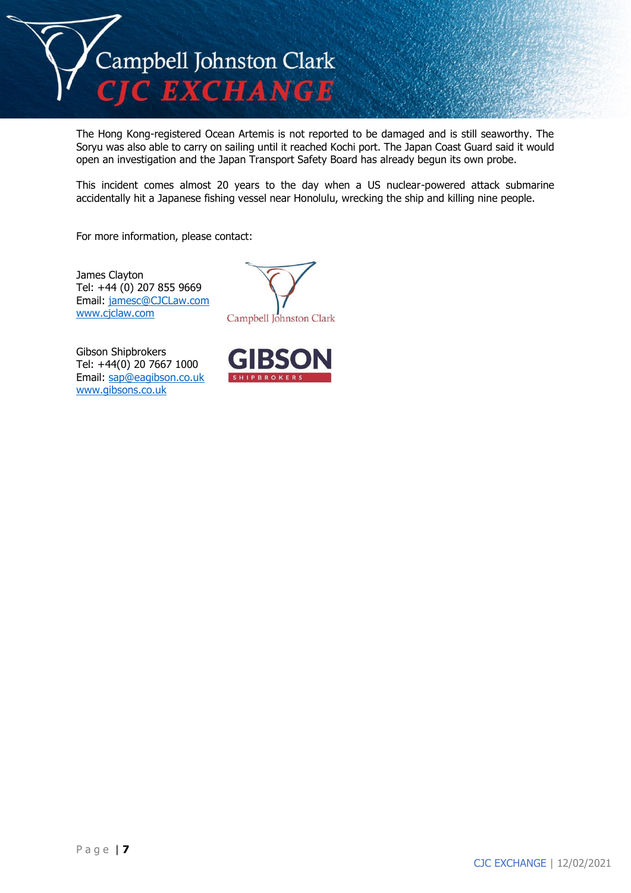The Hong Kong-registered Ocean Artemis is not reported to be damaged and is still seaworthy. The Soryu was also able to carry on sailing until it reached Kochi port. The Japan Coast Guard said it would open an investigation and the Japan Transport Safety Board has already begun its own probe.

This incident comes almost 20 years to the day when a US nuclear-powered attack submarine accidentally hit a Japanese fishing vessel near Honolulu, wrecking the ship and killing nine people.

For more information, please contact:

James Clayton
Tel: +44 (0) 207 855 9669
Email: jamesc@CJCLaw.com
www.cjclaw.com

Gibson Shipbrokers
Tel: +44(0) 20 7667 1000
Email: sap@eagibson.co.uk
www.gibsons.co.uk